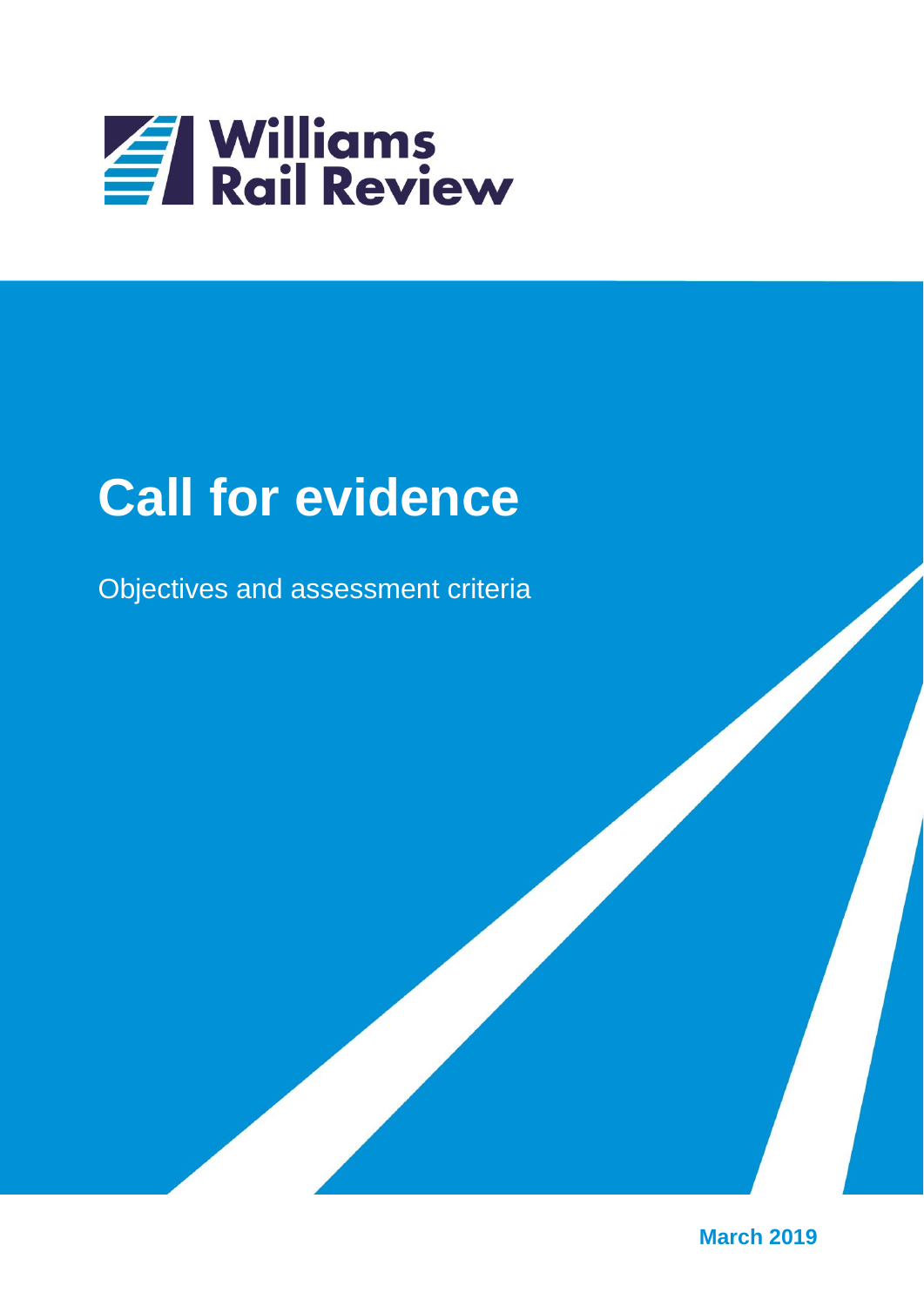Williams Rail Review

# Call for evidence

Objectives and assessment criteria

March 2019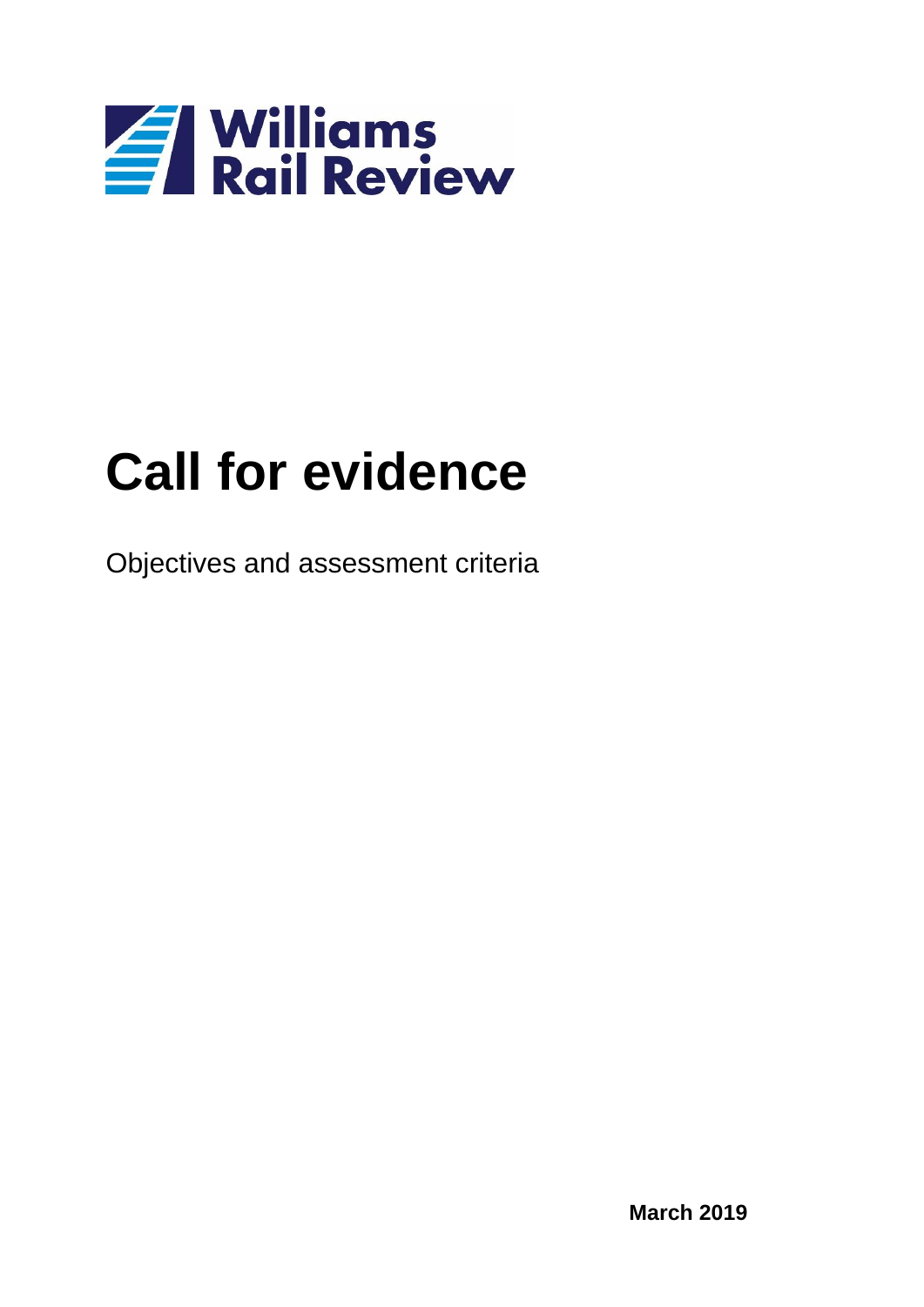Williams Rail Review

# Call for evidence

Objectives and assessment criteria

**March 2019**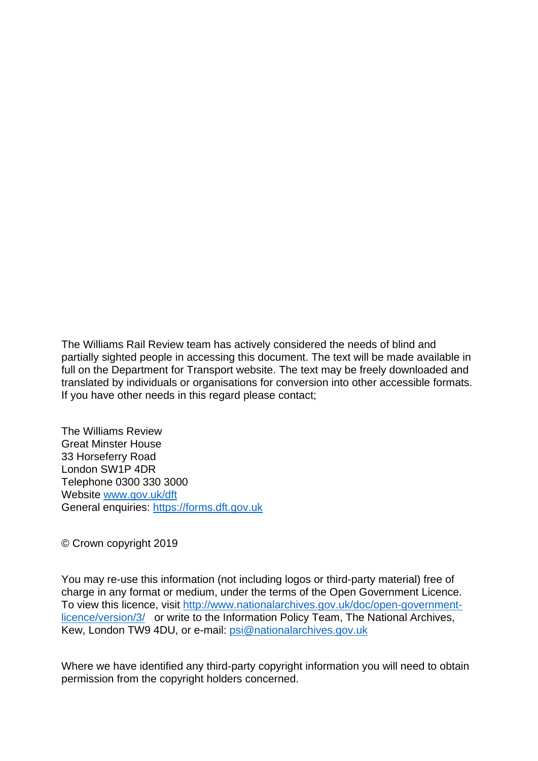The Williams Rail Review team has actively considered the needs of blind and partially sighted people in accessing this document. The text will be made available in full on the Department for Transport website. The text may be freely downloaded and translated by individuals or organisations for conversion into other accessible formats. If you have other needs in this regard please contact;

The Williams Review
Great Minster House
33 Horseferry Road
London SW1P 4DR
Telephone 0300 330 3000
Website [www.gov.uk/dft](http://www.gov.uk/dft)
General enquiries: [https://forms.dft.gov.uk](https://forms.dft.gov.uk)

© Crown copyright 2019

You may re-use this information (not including logos or third-party material) free of charge in any format or medium, under the terms of the Open Government Licence. To view this licence, visit [http://www.nationalarchives.gov.uk/doc/open-government-licence/version/3/](http://www.nationalarchives.gov.uk/doc/open-government-licence/version/3/) or write to the Information Policy Team, The National Archives, Kew, London TW9 4DU, or e-mail: [psi@nationalarchives.gov.uk](mailto:psi@nationalarchives.gov.uk)

Where we have identified any third-party copyright information you will need to obtain permission from the copyright holders concerned.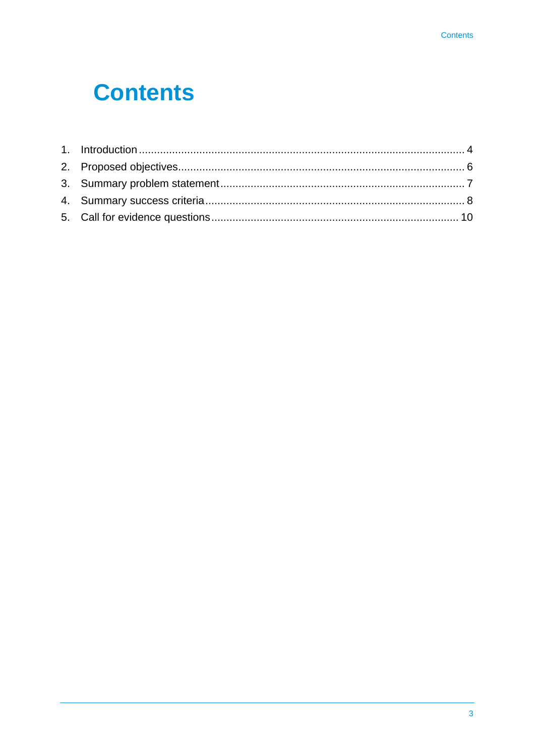# Contents

1. Introduction ........................................................................................................ 4
2. Proposed objectives........................................................................................... 6
3. Summary problem statement .............................................................................. 7
4. Summary success criteria................................................................................... 8
5. Call for evidence questions .............................................................................. 10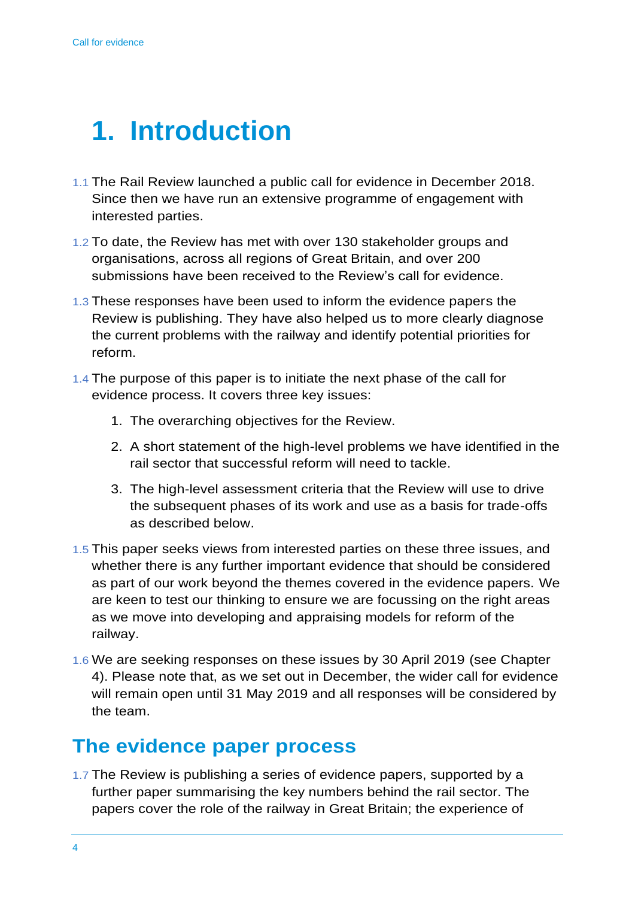# 1. Introduction

1.1 The Rail Review launched a public call for evidence in December 2018. Since then we have run an extensive programme of engagement with interested parties.

1.2 To date, the Review has met with over 130 stakeholder groups and organisations, across all regions of Great Britain, and over 200 submissions have been received to the Review's call for evidence.

1.3 These responses have been used to inform the evidence papers the Review is publishing. They have also helped us to more clearly diagnose the current problems with the railway and identify potential priorities for reform.

1.4 The purpose of this paper is to initiate the next phase of the call for evidence process. It covers three key issues:

1. The overarching objectives for the Review.
2. A short statement of the high-level problems we have identified in the rail sector that successful reform will need to tackle.
3. The high-level assessment criteria that the Review will use to drive the subsequent phases of its work and use as a basis for trade-offs as described below.

1.5 This paper seeks views from interested parties on these three issues, and whether there is any further important evidence that should be considered as part of our work beyond the themes covered in the evidence papers. We are keen to test our thinking to ensure we are focussing on the right areas as we move into developing and appraising models for reform of the railway.

1.6 We are seeking responses on these issues by 30 April 2019 (see Chapter 4). Please note that, as we set out in December, the wider call for evidence will remain open until 31 May 2019 and all responses will be considered by the team.

## The evidence paper process

1.7 The Review is publishing a series of evidence papers, supported by a further paper summarising the key numbers behind the rail sector. The papers cover the role of the railway in Great Britain; the experience of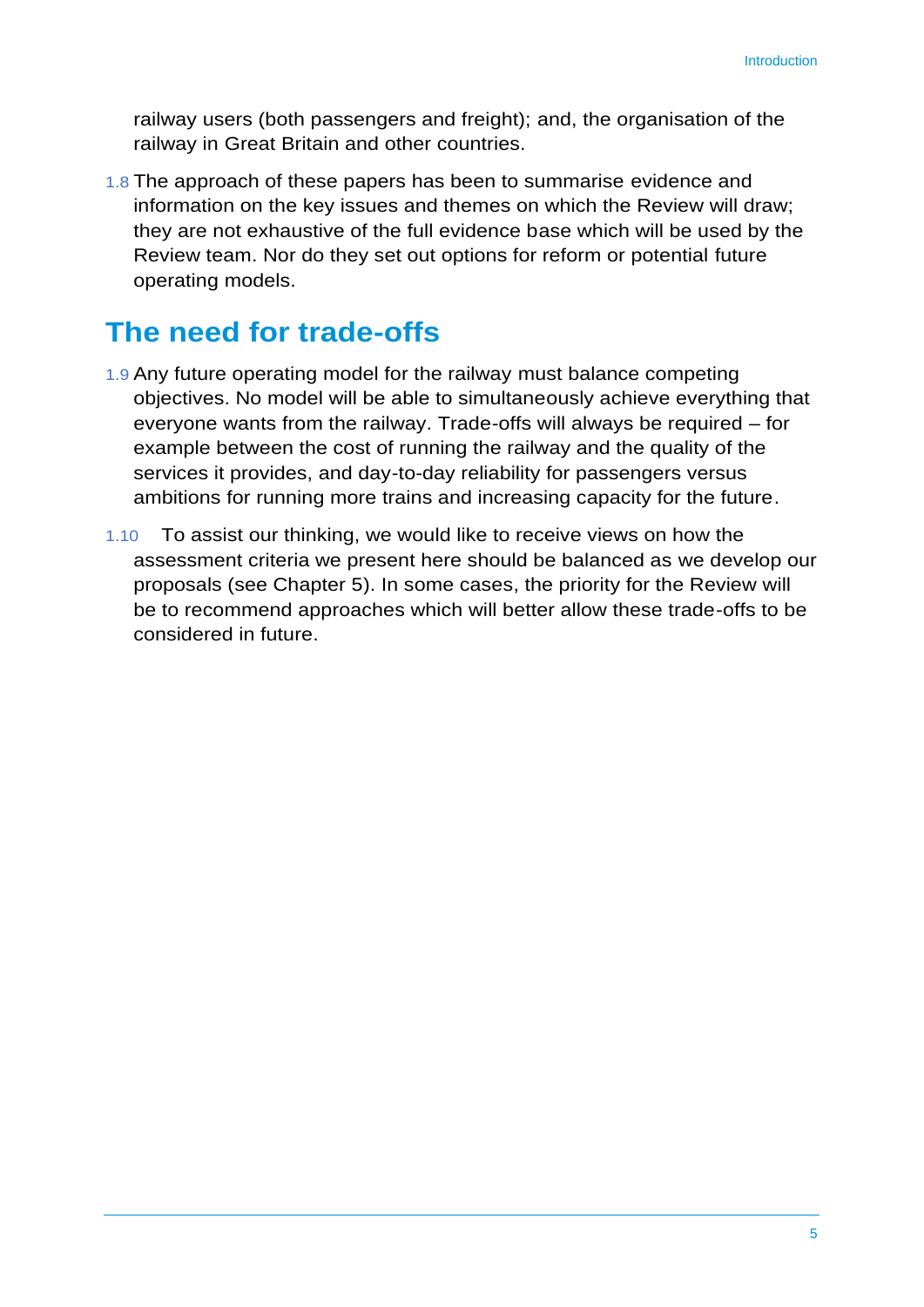railway users (both passengers and freight); and, the organisation of the railway in Great Britain and other countries.

1.8 The approach of these papers has been to summarise evidence and information on the key issues and themes on which the Review will draw; they are not exhaustive of the full evidence base which will be used by the Review team. Nor do they set out options for reform or potential future operating models.

## The need for trade-offs

1.9 Any future operating model for the railway must balance competing objectives. No model will be able to simultaneously achieve everything that everyone wants from the railway. Trade-offs will always be required – for example between the cost of running the railway and the quality of the services it provides, and day-to-day reliability for passengers versus ambitions for running more trains and increasing capacity for the future.

1.10 To assist our thinking, we would like to receive views on how the assessment criteria we present here should be balanced as we develop our proposals (see Chapter 5). In some cases, the priority for the Review will be to recommend approaches which will better allow these trade-offs to be considered in future.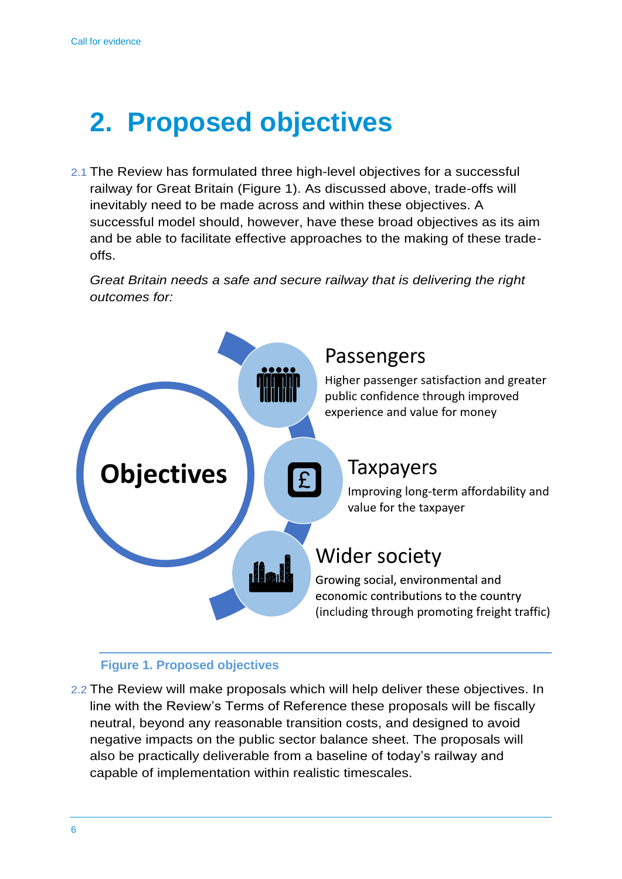# 2. Proposed objectives

2.1 The Review has formulated three high-level objectives for a successful railway for Great Britain (Figure 1). As discussed above, trade-offs will inevitably need to be made across and within these objectives. A successful model should, however, have these broad objectives as its aim and be able to facilitate effective approaches to the making of these trade-offs.

*Great Britain needs a safe and secure railway that is delivering the right outcomes for:*

**Objectives**

**Passengers**
Higher passenger satisfaction and greater public confidence through improved experience and value for money

**Taxpayers**
Improving long-term affordability and value for the taxpayer

**Wider society**
Growing social, environmental and economic contributions to the country (including through promoting freight traffic)

**Figure 1. Proposed objectives**

2.2 The Review will make proposals which will help deliver these objectives. In line with the Review's Terms of Reference these proposals will be fiscally neutral, beyond any reasonable transition costs, and designed to avoid negative impacts on the public sector balance sheet. The proposals will also be practically deliverable from a baseline of today's railway and capable of implementation within realistic timescales.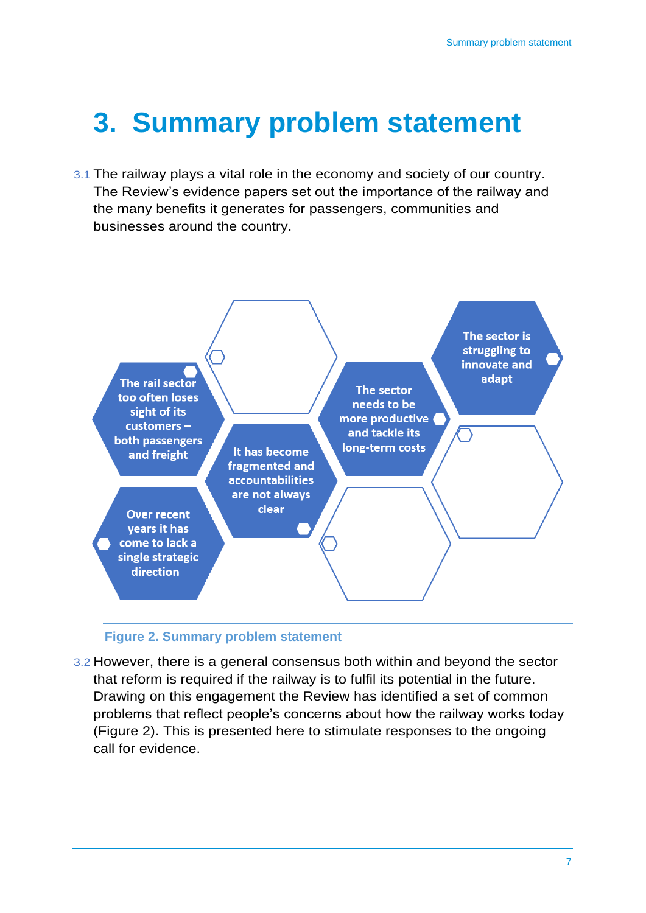# 3. Summary problem statement

3.1 The railway plays a vital role in the economy and society of our country. The Review's evidence papers set out the importance of the railway and the many benefits it generates for passengers, communities and businesses around the country.

- The rail sector too often loses sight of its customers – both passengers and freight
- Over recent years it has come to lack a single strategic direction
- It has become fragmented and accountabilities are not always clear
- The sector needs to be more productive and tackle its long-term costs
- The sector is struggling to innovate and adapt

Figure 2. Summary problem statement

3.2 However, there is a general consensus both within and beyond the sector that reform is required if the railway is to fulfil its potential in the future. Drawing on this engagement the Review has identified a set of common problems that reflect people's concerns about how the railway works today (Figure 2). This is presented here to stimulate responses to the ongoing call for evidence.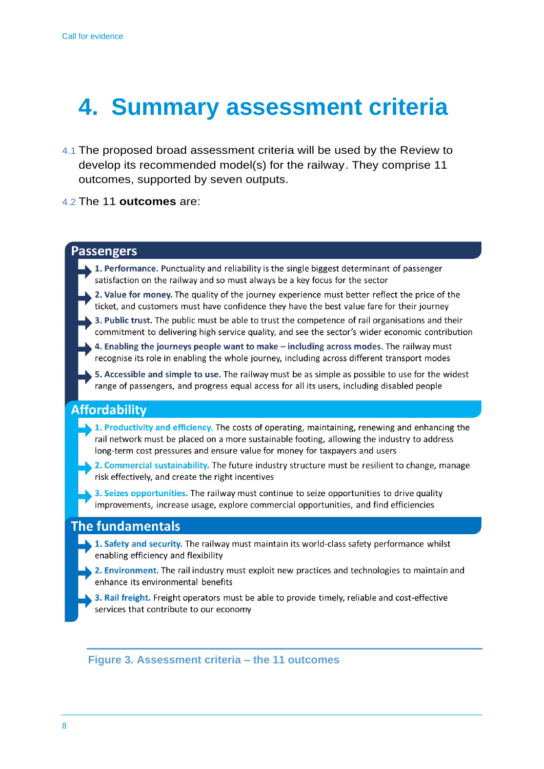# 4. Summary assessment criteria

4.1 The proposed broad assessment criteria will be used by the Review to develop its recommended model(s) for the railway. They comprise 11 outcomes, supported by seven outputs.

4.2 The 11 **outcomes** are:

### Passengers

- **1. Performance.** Punctuality and reliability is the single biggest determinant of passenger satisfaction on the railway and so must always be a key focus for the sector
- **2. Value for money.** The quality of the journey experience must better reflect the price of the ticket, and customers must have confidence they have the best value fare for their journey
- **3. Public trust.** The public must be able to trust the competence of rail organisations and their commitment to delivering high service quality, and see the sector's wider economic contribution
- **4. Enabling the journeys people want to make – including across modes.** The railway must recognise its role in enabling the whole journey, including across different transport modes
- **5. Accessible and simple to use.** The railway must be as simple as possible to use for the widest range of passengers, and progress equal access for all its users, including disabled people

### Affordability

- **1. Productivity and efficiency.** The costs of operating, maintaining, renewing and enhancing the rail network must be placed on a more sustainable footing, allowing the industry to address long-term cost pressures and ensure value for money for taxpayers and users
- **2. Commercial sustainability.** The future industry structure must be resilient to change, manage risk effectively, and create the right incentives
- **3. Seizes opportunities.** The railway must continue to seize opportunities to drive quality improvements, increase usage, explore commercial opportunities, and find efficiencies

### The fundamentals

- **1. Safety and security.** The railway must maintain its world-class safety performance whilst enabling efficiency and flexibility
- **2. Environment.** The rail industry must exploit new practices and technologies to maintain and enhance its environmental benefits
- **3. Rail freight.** Freight operators must be able to provide timely, reliable and cost-effective services that contribute to our economy

Figure 3. Assessment criteria – the 11 outcomes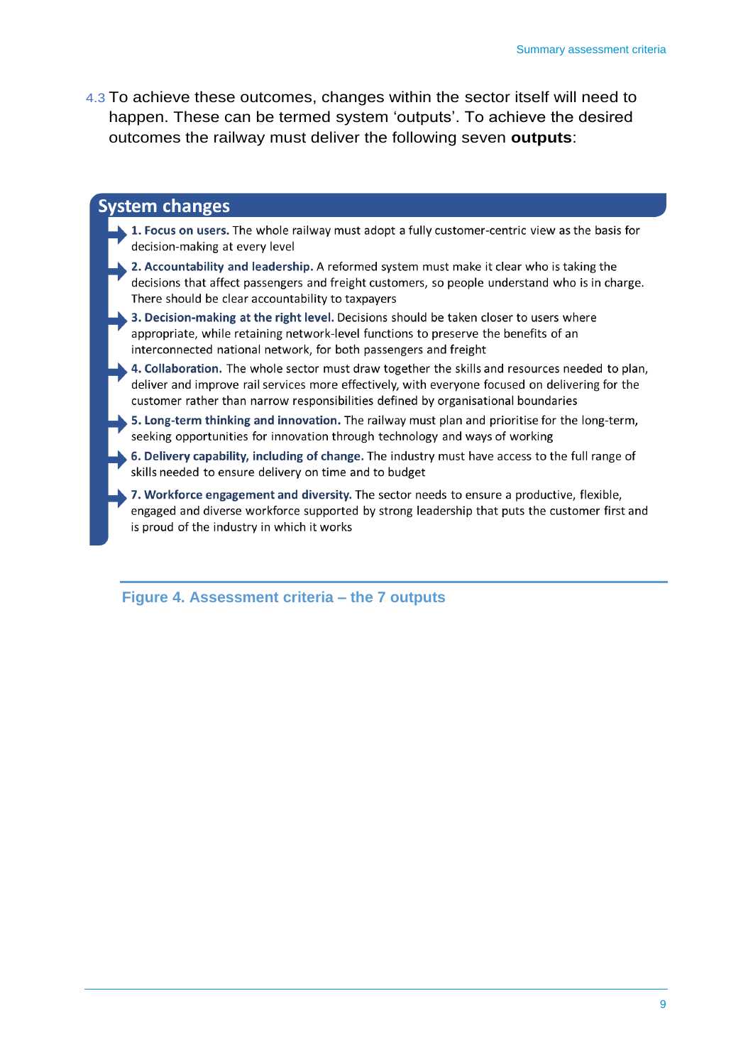4.3 To achieve these outcomes, changes within the sector itself will need to happen. These can be termed system 'outputs'. To achieve the desired outcomes the railway must deliver the following seven **outputs**:

## System changes

- **1. Focus on users.** The whole railway must adopt a fully customer-centric view as the basis for decision-making at every level
- **2. Accountability and leadership.** A reformed system must make it clear who is taking the decisions that affect passengers and freight customers, so people understand who is in charge. There should be clear accountability to taxpayers
- **3. Decision-making at the right level.** Decisions should be taken closer to users where appropriate, while retaining network-level functions to preserve the benefits of an interconnected national network, for both passengers and freight
- **4. Collaboration.** The whole sector must draw together the skills and resources needed to plan, deliver and improve rail services more effectively, with everyone focused on delivering for the customer rather than narrow responsibilities defined by organisational boundaries
- **5. Long-term thinking and innovation.** The railway must plan and prioritise for the long-term, seeking opportunities for innovation through technology and ways of working
- **6. Delivery capability, including of change.** The industry must have access to the full range of skills needed to ensure delivery on time and to budget
- **7. Workforce engagement and diversity.** The sector needs to ensure a productive, flexible, engaged and diverse workforce supported by strong leadership that puts the customer first and is proud of the industry in which it works

**Figure 4. Assessment criteria – the 7 outputs**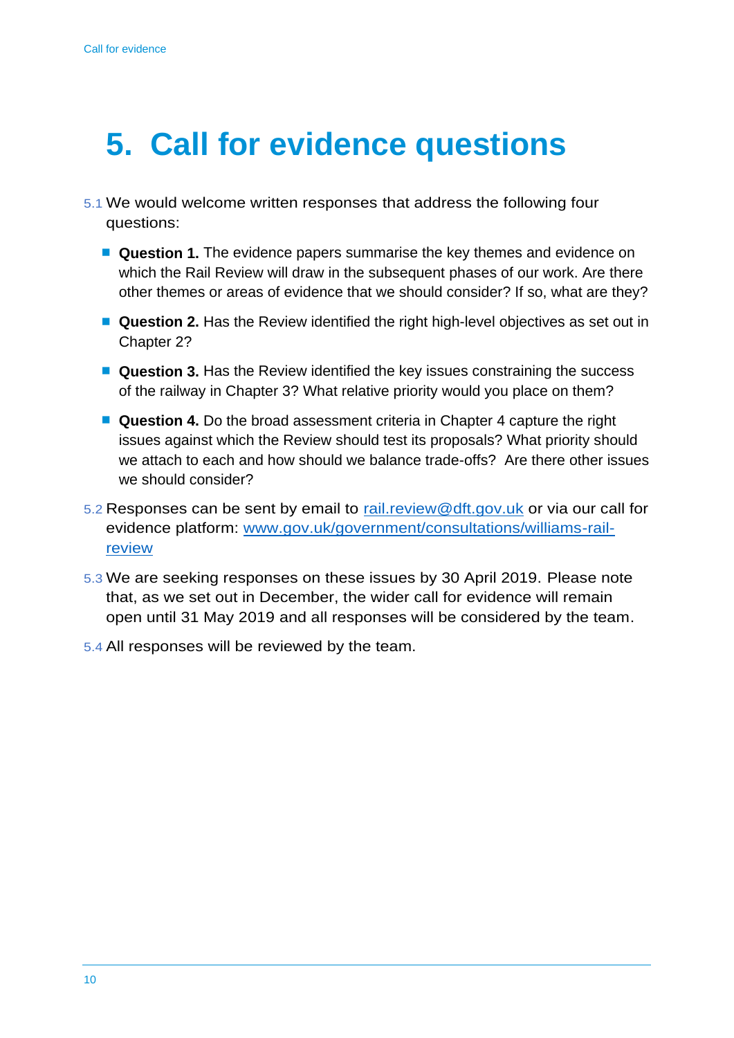# 5. Call for evidence questions

5.1 We would welcome written responses that address the following four questions:

- **Question 1.** The evidence papers summarise the key themes and evidence on which the Rail Review will draw in the subsequent phases of our work. Are there other themes or areas of evidence that we should consider? If so, what are they?
- **Question 2.** Has the Review identified the right high-level objectives as set out in Chapter 2?
- **Question 3.** Has the Review identified the key issues constraining the success of the railway in Chapter 3? What relative priority would you place on them?
- **Question 4.** Do the broad assessment criteria in Chapter 4 capture the right issues against which the Review should test its proposals? What priority should we attach to each and how should we balance trade-offs? Are there other issues we should consider?

5.2 Responses can be sent by email to [rail.review@dft.gov.uk](mailto:rail.review@dft.gov.uk) or via our call for evidence platform: [www.gov.uk/government/consultations/williams-rail-review](http://www.gov.uk/government/consultations/williams-rail-review)

5.3 We are seeking responses on these issues by 30 April 2019. Please note that, as we set out in December, the wider call for evidence will remain open until 31 May 2019 and all responses will be considered by the team.

5.4 All responses will be reviewed by the team.